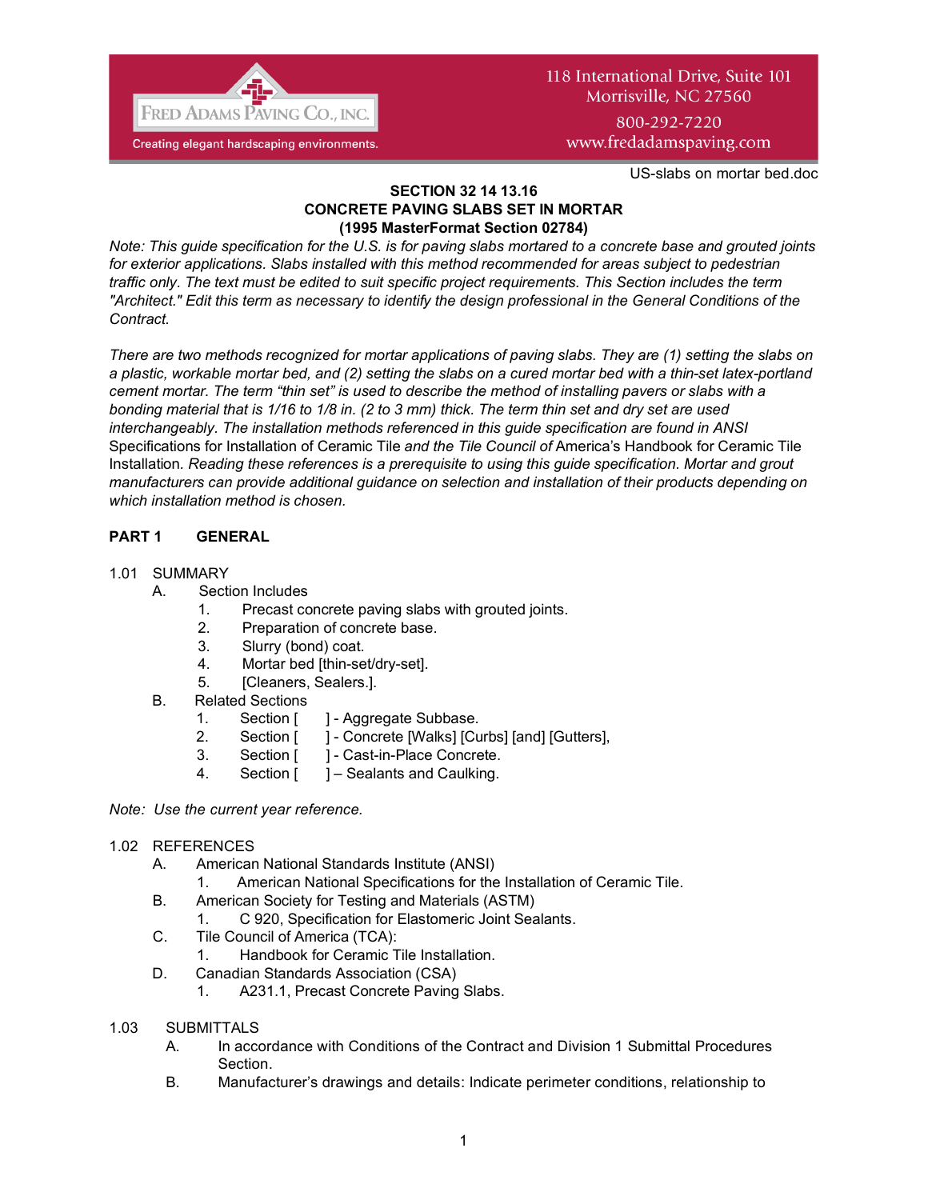Fred Adams Paving Co., Inc.
Creating elegant hardscaping environments.

118 International Drive, Suite 101
Morrisville, NC 27560
800-292-7220
www.fredadamspaving.com

US-slabs on mortar bed.doc

**SECTION 32 14 13.16**
**CONCRETE PAVING SLABS SET IN MORTAR**
**(1995 MasterFormat Section 02784)**

*Note: This guide specification for the U.S. is for paving slabs mortared to a concrete base and grouted joints for exterior applications. Slabs installed with this method recommended for areas subject to pedestrian traffic only. The text must be edited to suit specific project requirements. This Section includes the term "Architect." Edit this term as necessary to identify the design professional in the General Conditions of the Contract.*

*There are two methods recognized for mortar applications of paving slabs. They are (1) setting the slabs on a plastic, workable mortar bed, and (2) setting the slabs on a cured mortar bed with a thin-set latex-portland cement mortar. The term "thin set" is used to describe the method of installing pavers or slabs with a bonding material that is 1/16 to 1/8 in. (2 to 3 mm) thick. The term thin set and dry set are used interchangeably. The installation methods referenced in this guide specification are found in ANSI* Specifications for Installation of Ceramic Tile *and the Tile Council of* America's Handbook for Ceramic Tile Installation*. Reading these references is a prerequisite to using this guide specification. Mortar and grout manufacturers can provide additional guidance on selection and installation of their products depending on which installation method is chosen.*

## PART 1 GENERAL

1.01 SUMMARY

A. Section Includes
   1. Precast concrete paving slabs with grouted joints.
   2. Preparation of concrete base.
   3. Slurry (bond) coat.
   4. Mortar bed [thin-set/dry-set].
   5. [Cleaners, Sealers.].

B. Related Sections
   1. Section [ ] - Aggregate Subbase.
   2. Section [ ] - Concrete [Walks] [Curbs] [and] [Gutters],
   3. Section [ ] - Cast-in-Place Concrete.
   4. Section [ ] – Sealants and Caulking.

*Note: Use the current year reference.*

1.02 REFERENCES

A. American National Standards Institute (ANSI)
   1. American National Specifications for the Installation of Ceramic Tile.

B. American Society for Testing and Materials (ASTM)
   1. C 920, Specification for Elastomeric Joint Sealants.

C. Tile Council of America (TCA):
   1. Handbook for Ceramic Tile Installation.

D. Canadian Standards Association (CSA)
   1. A231.1, Precast Concrete Paving Slabs.

1.03 SUBMITTALS

A. In accordance with Conditions of the Contract and Division 1 Submittal Procedures Section.

B. Manufacturer's drawings and details: Indicate perimeter conditions, relationship to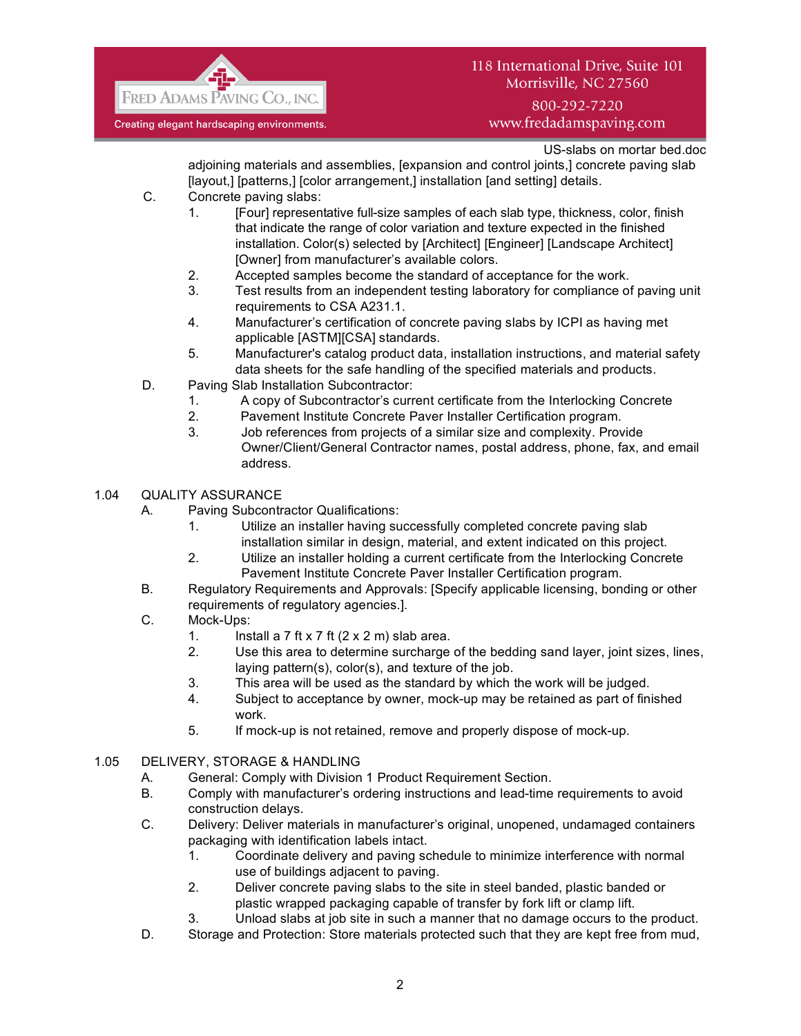adjoining materials and assemblies, [expansion and control joints,] concrete paving slab [layout,] [patterns,] [color arrangement,] installation [and setting] details.

C. Concrete paving slabs:
   1. [Four] representative full-size samples of each slab type, thickness, color, finish that indicate the range of color variation and texture expected in the finished installation. Color(s) selected by [Architect] [Engineer] [Landscape Architect] [Owner] from manufacturer's available colors.
   2. Accepted samples become the standard of acceptance for the work.
   3. Test results from an independent testing laboratory for compliance of paving unit requirements to CSA A231.1.
   4. Manufacturer's certification of concrete paving slabs by ICPI as having met applicable [ASTM][CSA] standards.
   5. Manufacturer's catalog product data, installation instructions, and material safety data sheets for the safe handling of the specified materials and products.

D. Paving Slab Installation Subcontractor:
   1. A copy of Subcontractor's current certificate from the Interlocking Concrete
   2. Pavement Institute Concrete Paver Installer Certification program.
   3. Job references from projects of a similar size and complexity. Provide Owner/Client/General Contractor names, postal address, phone, fax, and email address.

## 1.04 QUALITY ASSURANCE

A. Paving Subcontractor Qualifications:
   1. Utilize an installer having successfully completed concrete paving slab installation similar in design, material, and extent indicated on this project.
   2. Utilize an installer holding a current certificate from the Interlocking Concrete Pavement Institute Concrete Paver Installer Certification program.

B. Regulatory Requirements and Approvals: [Specify applicable licensing, bonding or other requirements of regulatory agencies.].

C. Mock-Ups:
   1. Install a 7 ft x 7 ft (2 x 2 m) slab area.
   2. Use this area to determine surcharge of the bedding sand layer, joint sizes, lines, laying pattern(s), color(s), and texture of the job.
   3. This area will be used as the standard by which the work will be judged.
   4. Subject to acceptance by owner, mock-up may be retained as part of finished work.
   5. If mock-up is not retained, remove and properly dispose of mock-up.

## 1.05 DELIVERY, STORAGE & HANDLING

A. General: Comply with Division 1 Product Requirement Section.

B. Comply with manufacturer's ordering instructions and lead-time requirements to avoid construction delays.

C. Delivery: Deliver materials in manufacturer's original, unopened, undamaged containers packaging with identification labels intact.
   1. Coordinate delivery and paving schedule to minimize interference with normal use of buildings adjacent to paving.
   2. Deliver concrete paving slabs to the site in steel banded, plastic banded or plastic wrapped packaging capable of transfer by fork lift or clamp lift.
   3. Unload slabs at job site in such a manner that no damage occurs to the product.

D. Storage and Protection: Store materials protected such that they are kept free from mud,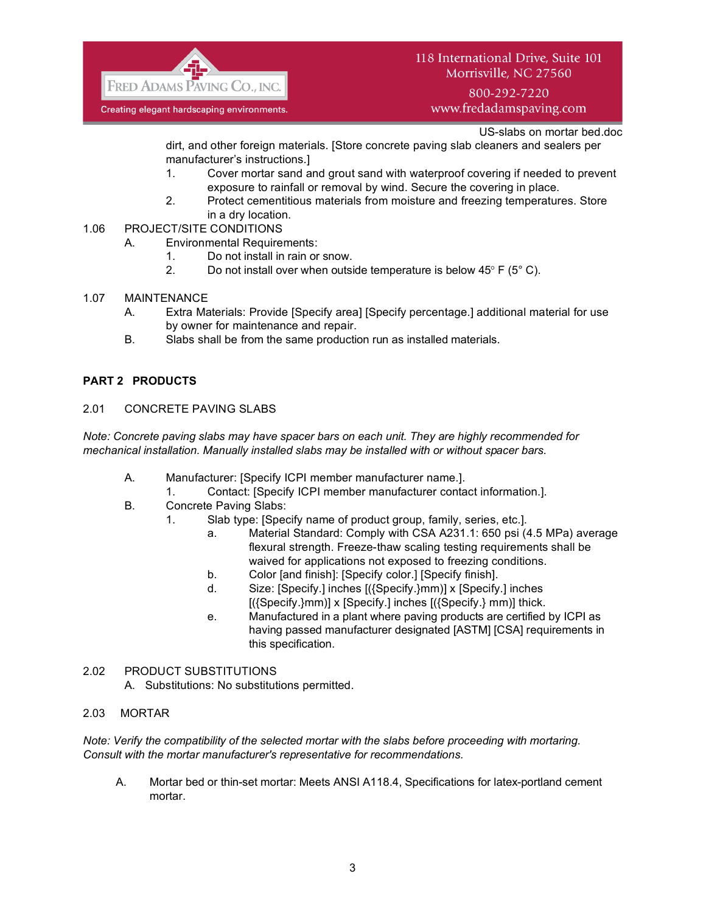dirt, and other foreign materials. [Store concrete paving slab cleaners and sealers per manufacturer's instructions.]

1. Cover mortar sand and grout sand with waterproof covering if needed to prevent exposure to rainfall or removal by wind. Secure the covering in place.
2. Protect cementitious materials from moisture and freezing temperatures. Store in a dry location.

1.06 PROJECT/SITE CONDITIONS

A. Environmental Requirements:
   1. Do not install in rain or snow.
   2. Do not install over when outside temperature is below 45° F (5° C).

1.07 MAINTENANCE

A. Extra Materials: Provide [Specify area] [Specify percentage.] additional material for use by owner for maintenance and repair.

B. Slabs shall be from the same production run as installed materials.

## PART 2 PRODUCTS

2.01 CONCRETE PAVING SLABS

*Note: Concrete paving slabs may have spacer bars on each unit. They are highly recommended for mechanical installation. Manually installed slabs may be installed with or without spacer bars.*

A. Manufacturer: [Specify ICPI member manufacturer name.].
   1. Contact: [Specify ICPI member manufacturer contact information.].

B. Concrete Paving Slabs:
   1. Slab type: [Specify name of product group, family, series, etc.].
      a. Material Standard: Comply with CSA A231.1: 650 psi (4.5 MPa) average flexural strength. Freeze-thaw scaling testing requirements shall be waived for applications not exposed to freezing conditions.
      b. Color [and finish]: [Specify color.] [Specify finish].
      d. Size: [Specify.] inches [({Specify.}mm)] x [Specify.] inches [({Specify.}mm)] x [Specify.] inches [({Specify.} mm)] thick.
      e. Manufactured in a plant where paving products are certified by ICPI as having passed manufacturer designated [ASTM] [CSA] requirements in this specification.

2.02 PRODUCT SUBSTITUTIONS

A. Substitutions: No substitutions permitted.

2.03 MORTAR

*Note: Verify the compatibility of the selected mortar with the slabs before proceeding with mortaring. Consult with the mortar manufacturer's representative for recommendations.*

A. Mortar bed or thin-set mortar: Meets ANSI A118.4, Specifications for latex-portland cement mortar.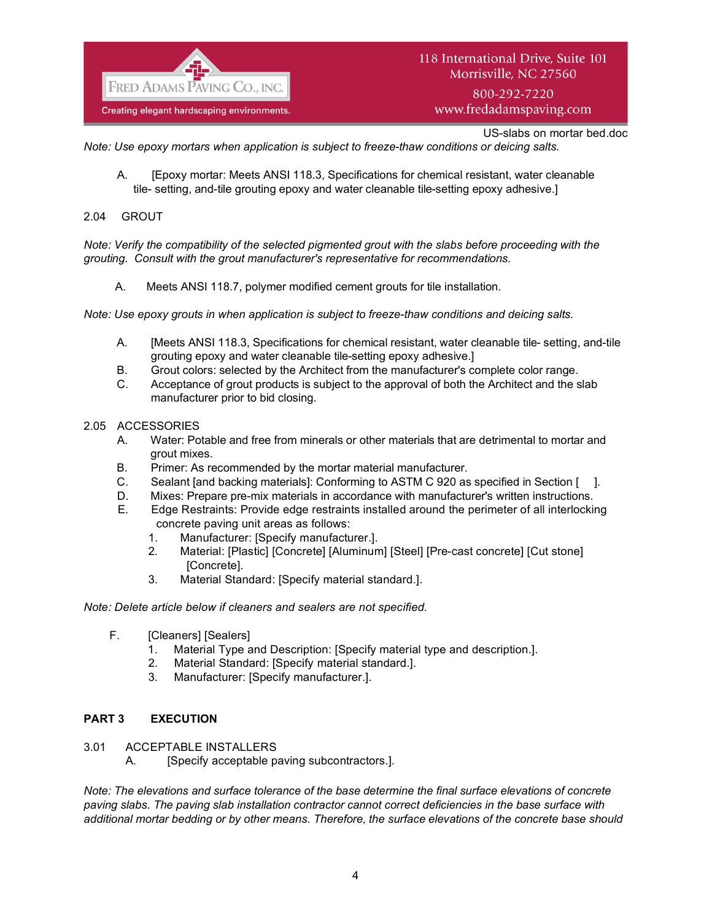*Note: Use epoxy mortars when application is subject to freeze-thaw conditions or deicing salts.*

A. [Epoxy mortar: Meets ANSI 118.3, Specifications for chemical resistant, water cleanable tile- setting, and-tile grouting epoxy and water cleanable tile-setting epoxy adhesive.]

2.04 GROUT

*Note: Verify the compatibility of the selected pigmented grout with the slabs before proceeding with the grouting. Consult with the grout manufacturer's representative for recommendations.*

A. Meets ANSI 118.7, polymer modified cement grouts for tile installation.

*Note: Use epoxy grouts in when application is subject to freeze-thaw conditions and deicing salts.*

A. [Meets ANSI 118.3, Specifications for chemical resistant, water cleanable tile- setting, and-tile grouting epoxy and water cleanable tile-setting epoxy adhesive.]
B. Grout colors: selected by the Architect from the manufacturer's complete color range.
C. Acceptance of grout products is subject to the approval of both the Architect and the slab manufacturer prior to bid closing.

2.05 ACCESSORIES

A. Water: Potable and free from minerals or other materials that are detrimental to mortar and grout mixes.
B. Primer: As recommended by the mortar material manufacturer.
C. Sealant [and backing materials]: Conforming to ASTM C 920 as specified in Section [ ].
D. Mixes: Prepare pre-mix materials in accordance with manufacturer's written instructions.
E. Edge Restraints: Provide edge restraints installed around the perimeter of all interlocking concrete paving unit areas as follows:
   1. Manufacturer: [Specify manufacturer.].
   2. Material: [Plastic] [Concrete] [Aluminum] [Steel] [Pre-cast concrete] [Cut stone] [Concrete].
   3. Material Standard: [Specify material standard.].

*Note: Delete article below if cleaners and sealers are not specified.*

F. [Cleaners] [Sealers]
   1. Material Type and Description: [Specify material type and description.].
   2. Material Standard: [Specify material standard.].
   3. Manufacturer: [Specify manufacturer.].

## PART 3 EXECUTION

3.01 ACCEPTABLE INSTALLERS

A. [Specify acceptable paving subcontractors.].

*Note: The elevations and surface tolerance of the base determine the final surface elevations of concrete paving slabs. The paving slab installation contractor cannot correct deficiencies in the base surface with additional mortar bedding or by other means. Therefore, the surface elevations of the concrete base should*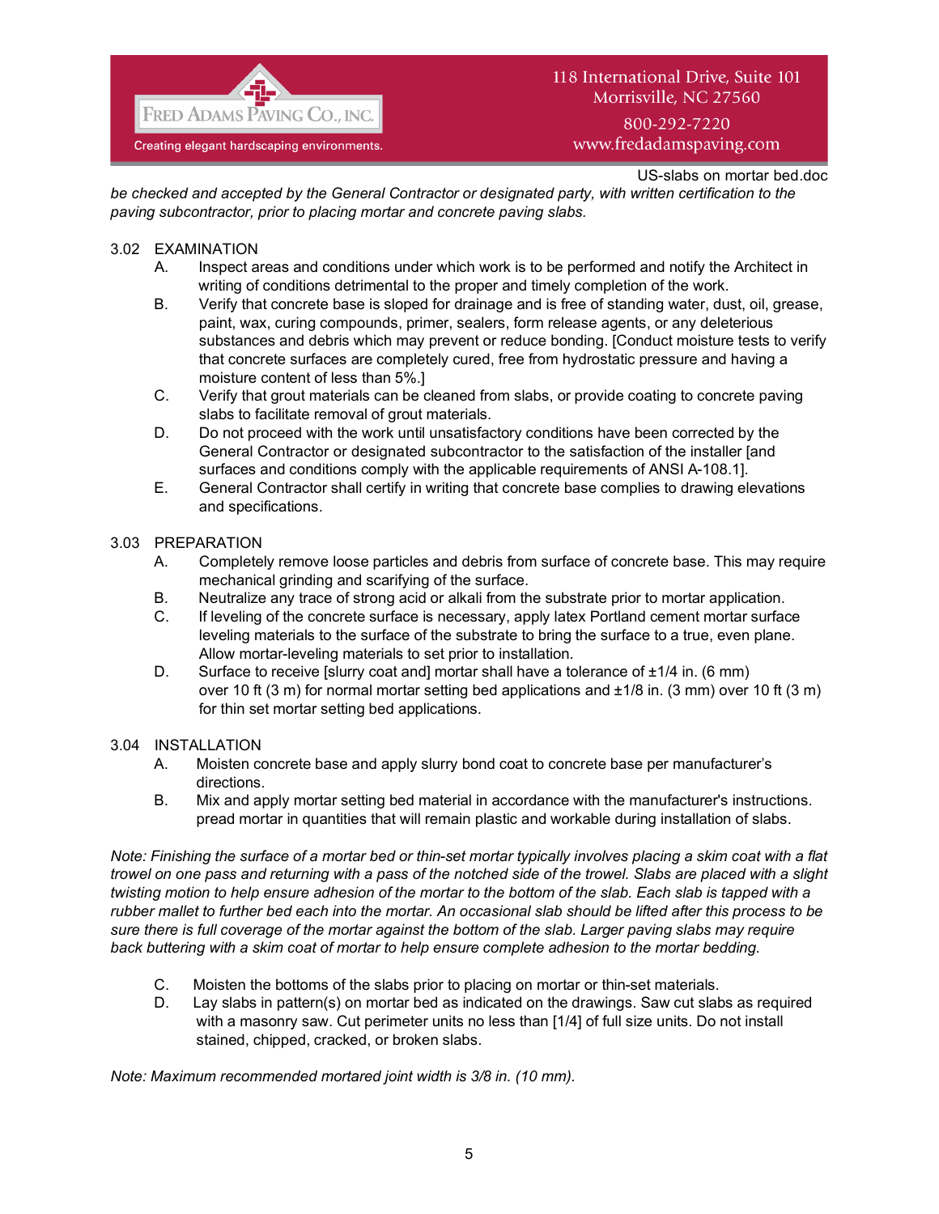*be checked and accepted by the General Contractor or designated party, with written certification to the paving subcontractor, prior to placing mortar and concrete paving slabs.*

3.02 EXAMINATION

A. Inspect areas and conditions under which work is to be performed and notify the Architect in writing of conditions detrimental to the proper and timely completion of the work.

B. Verify that concrete base is sloped for drainage and is free of standing water, dust, oil, grease, paint, wax, curing compounds, primer, sealers, form release agents, or any deleterious substances and debris which may prevent or reduce bonding. [Conduct moisture tests to verify that concrete surfaces are completely cured, free from hydrostatic pressure and having a moisture content of less than 5%.]

C. Verify that grout materials can be cleaned from slabs, or provide coating to concrete paving slabs to facilitate removal of grout materials.

D. Do not proceed with the work until unsatisfactory conditions have been corrected by the General Contractor or designated subcontractor to the satisfaction of the installer [and surfaces and conditions comply with the applicable requirements of ANSI A-108.1].

E. General Contractor shall certify in writing that concrete base complies to drawing elevations and specifications.

3.03 PREPARATION

A. Completely remove loose particles and debris from surface of concrete base. This may require mechanical grinding and scarifying of the surface.

B. Neutralize any trace of strong acid or alkali from the substrate prior to mortar application.

C. If leveling of the concrete surface is necessary, apply latex Portland cement mortar surface leveling materials to the surface of the substrate to bring the surface to a true, even plane. Allow mortar-leveling materials to set prior to installation.

D. Surface to receive [slurry coat and] mortar shall have a tolerance of ±1/4 in. (6 mm) over 10 ft (3 m) for normal mortar setting bed applications and ±1/8 in. (3 mm) over 10 ft (3 m) for thin set mortar setting bed applications.

3.04 INSTALLATION

A. Moisten concrete base and apply slurry bond coat to concrete base per manufacturer's directions.

B. Mix and apply mortar setting bed material in accordance with the manufacturer's instructions. pread mortar in quantities that will remain plastic and workable during installation of slabs.

*Note: Finishing the surface of a mortar bed or thin-set mortar typically involves placing a skim coat with a flat trowel on one pass and returning with a pass of the notched side of the trowel. Slabs are placed with a slight twisting motion to help ensure adhesion of the mortar to the bottom of the slab. Each slab is tapped with a rubber mallet to further bed each into the mortar. An occasional slab should be lifted after this process to be sure there is full coverage of the mortar against the bottom of the slab. Larger paving slabs may require back buttering with a skim coat of mortar to help ensure complete adhesion to the mortar bedding.*

C. Moisten the bottoms of the slabs prior to placing on mortar or thin-set materials.

D. Lay slabs in pattern(s) on mortar bed as indicated on the drawings. Saw cut slabs as required with a masonry saw. Cut perimeter units no less than [1/4] of full size units. Do not install stained, chipped, cracked, or broken slabs.

*Note: Maximum recommended mortared joint width is 3/8 in. (10 mm).*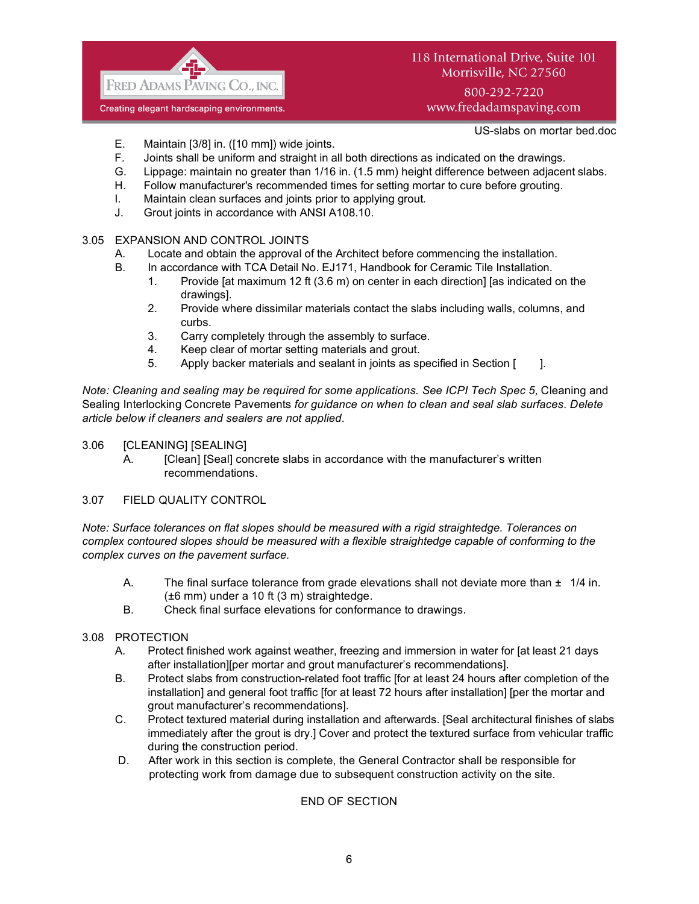E. Maintain [3/8] in. ([10 mm]) wide joints.
F. Joints shall be uniform and straight in all both directions as indicated on the drawings.
G. Lippage: maintain no greater than 1/16 in. (1.5 mm) height difference between adjacent slabs.
H. Follow manufacturer's recommended times for setting mortar to cure before grouting.
I. Maintain clean surfaces and joints prior to applying grout.
J. Grout joints in accordance with ANSI A108.10.

3.05 EXPANSION AND CONTROL JOINTS

A. Locate and obtain the approval of the Architect before commencing the installation.
B. In accordance with TCA Detail No. EJ171, Handbook for Ceramic Tile Installation.
   1. Provide [at maximum 12 ft (3.6 m) on center in each direction] [as indicated on the drawings].
   2. Provide where dissimilar materials contact the slabs including walls, columns, and curbs.
   3. Carry completely through the assembly to surface.
   4. Keep clear of mortar setting materials and grout.
   5. Apply backer materials and sealant in joints as specified in Section [ ].

*Note: Cleaning and sealing may be required for some applications. See ICPI Tech Spec 5,* Cleaning and Sealing Interlocking Concrete Pavements *for guidance on when to clean and seal slab surfaces. Delete article below if cleaners and sealers are not applied.*

3.06 [CLEANING] [SEALING]

A. [Clean] [Seal] concrete slabs in accordance with the manufacturer's written recommendations.

3.07 FIELD QUALITY CONTROL

*Note: Surface tolerances on flat slopes should be measured with a rigid straightedge. Tolerances on complex contoured slopes should be measured with a flexible straightedge capable of conforming to the complex curves on the pavement surface.*

A. The final surface tolerance from grade elevations shall not deviate more than ± 1/4 in. (±6 mm) under a 10 ft (3 m) straightedge.
B. Check final surface elevations for conformance to drawings.

3.08 PROTECTION

A. Protect finished work against weather, freezing and immersion in water for [at least 21 days after installation][per mortar and grout manufacturer's recommendations].
B. Protect slabs from construction-related foot traffic [for at least 24 hours after completion of the installation] and general foot traffic [for at least 72 hours after installation] [per the mortar and grout manufacturer's recommendations].
C. Protect textured material during installation and afterwards. [Seal architectural finishes of slabs immediately after the grout is dry.] Cover and protect the textured surface from vehicular traffic during the construction period.
D. After work in this section is complete, the General Contractor shall be responsible for protecting work from damage due to subsequent construction activity on the site.

END OF SECTION